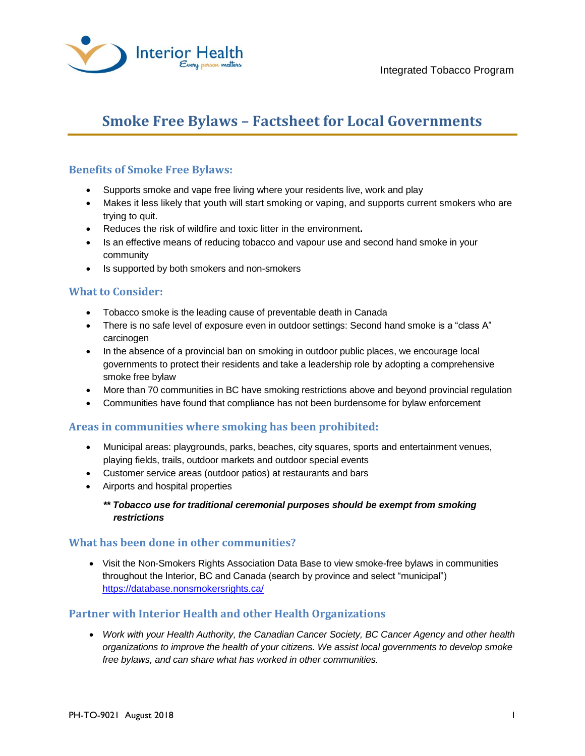Interior Health
*Every person matters*

Integrated Tobacco Program

# Smoke Free Bylaws – Factsheet for Local Governments

## Benefits of Smoke Free Bylaws:

- Supports smoke and vape free living where your residents live, work and play
- Makes it less likely that youth will start smoking or vaping, and supports current smokers who are trying to quit.
- Reduces the risk of wildfire and toxic litter in the environment**.**
- Is an effective means of reducing tobacco and vapour use and second hand smoke in your community
- Is supported by both smokers and non-smokers

## What to Consider:

- Tobacco smoke is the leading cause of preventable death in Canada
- There is no safe level of exposure even in outdoor settings: Second hand smoke is a "class A" carcinogen
- In the absence of a provincial ban on smoking in outdoor public places, we encourage local governments to protect their residents and take a leadership role by adopting a comprehensive smoke free bylaw
- More than 70 communities in BC have smoking restrictions above and beyond provincial regulation
- Communities have found that compliance has not been burdensome for bylaw enforcement

## Areas in communities where smoking has been prohibited:

- Municipal areas: playgrounds, parks, beaches, city squares, sports and entertainment venues, playing fields, trails, outdoor markets and outdoor special events
- Customer service areas (outdoor patios) at restaurants and bars
- Airports and hospital properties

***** Tobacco use for traditional ceremonial purposes should be exempt from smoking restrictions***

## What has been done in other communities?

- Visit the Non-Smokers Rights Association Data Base to view smoke-free bylaws in communities throughout the Interior, BC and Canada (search by province and select "municipal") https://database.nonsmokersrights.ca/

## Partner with Interior Health and other Health Organizations

- *Work with your Health Authority, the Canadian Cancer Society, BC Cancer Agency and other health organizations to improve the health of your citizens. We assist local governments to develop smoke free bylaws, and can share what has worked in other communities.*

PH-TO-9021 August 2018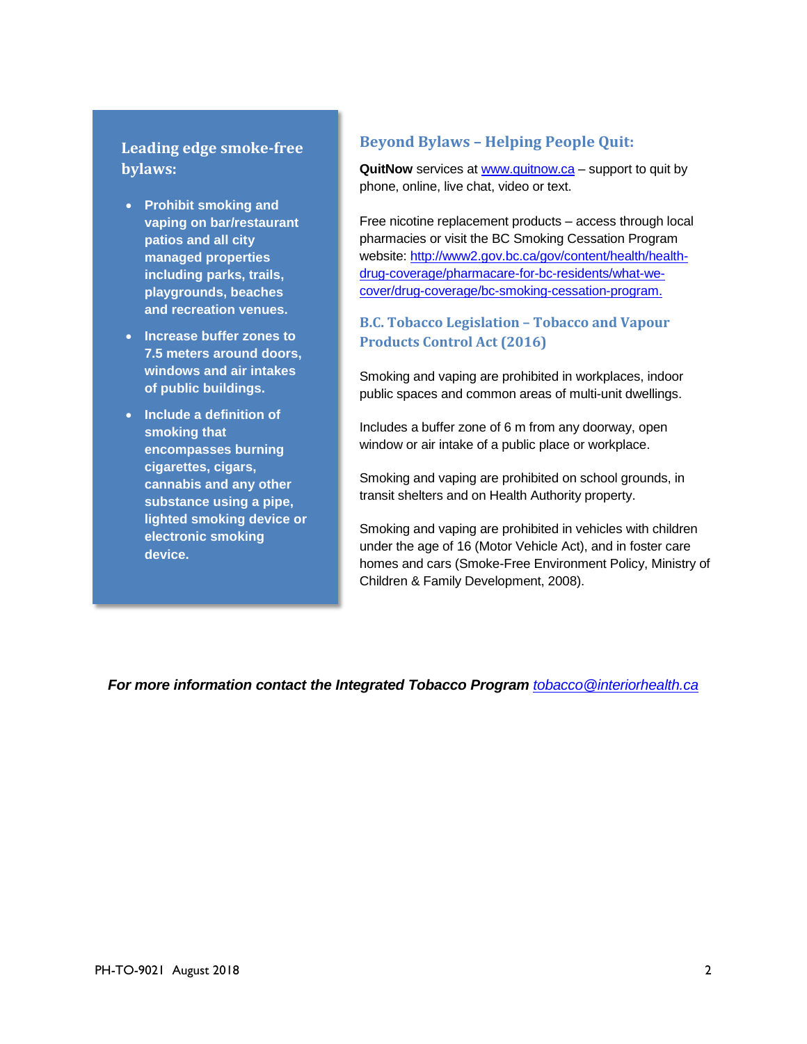## Leading edge smoke-free bylaws:

- **Prohibit smoking and vaping on bar/restaurant patios and all city managed properties including parks, trails, playgrounds, beaches and recreation venues.**
- **Increase buffer zones to 7.5 meters around doors, windows and air intakes of public buildings.**
- **Include a definition of smoking that encompasses burning cigarettes, cigars, cannabis and any other substance using a pipe, lighted smoking device or electronic smoking device.**

## Beyond Bylaws – Helping People Quit:

**QuitNow** services at www.quitnow.ca – support to quit by phone, online, live chat, video or text.

Free nicotine replacement products – access through local pharmacies or visit the BC Smoking Cessation Program website: http://www2.gov.bc.ca/gov/content/health/health-drug-coverage/pharmacare-for-bc-residents/what-we-cover/drug-coverage/bc-smoking-cessation-program.

## B.C. Tobacco Legislation – Tobacco and Vapour Products Control Act (2016)

Smoking and vaping are prohibited in workplaces, indoor public spaces and common areas of multi-unit dwellings.

Includes a buffer zone of 6 m from any doorway, open window or air intake of a public place or workplace.

Smoking and vaping are prohibited on school grounds, in transit shelters and on Health Authority property.

Smoking and vaping are prohibited in vehicles with children under the age of 16 (Motor Vehicle Act), and in foster care homes and cars (Smoke-Free Environment Policy, Ministry of Children & Family Development, 2008).

***For more information contact the Integrated Tobacco Program*** *tobacco@interiorhealth.ca*

PH-TO-9021 August 2018